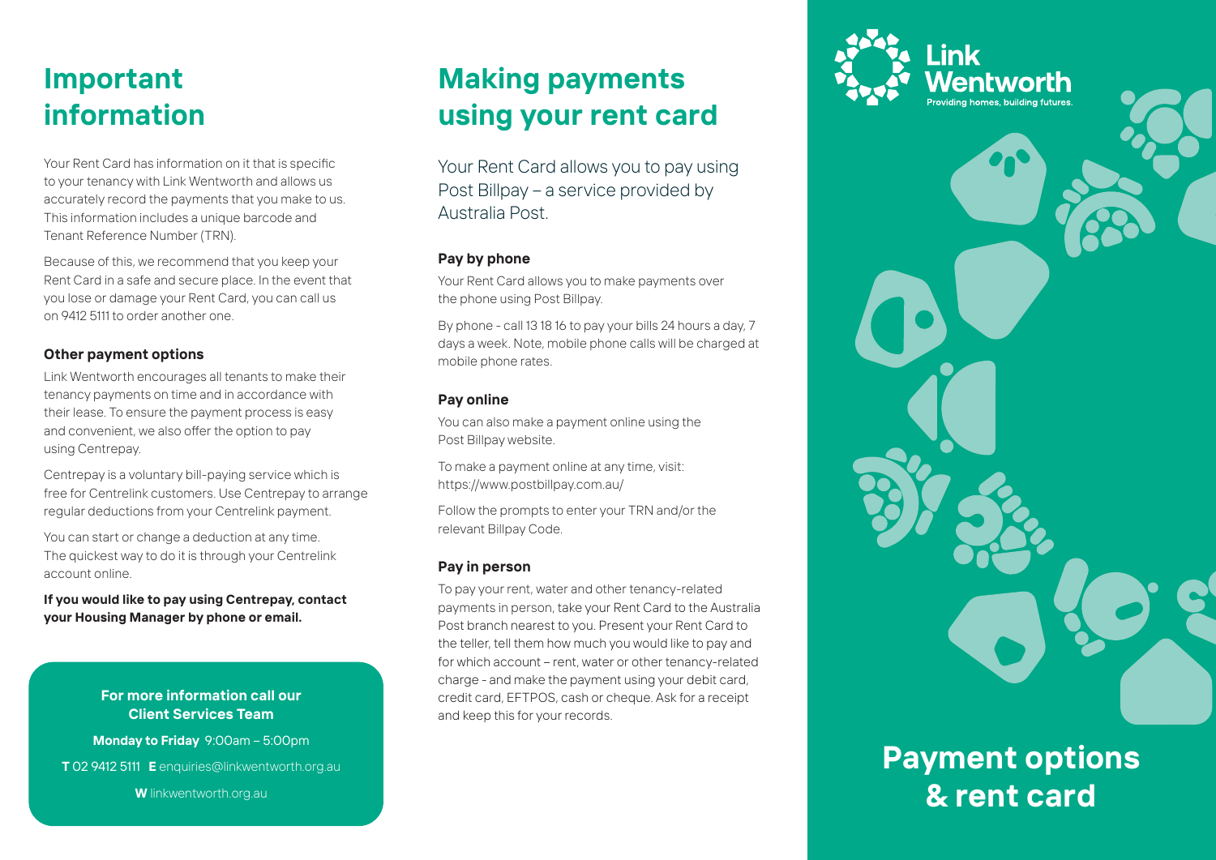# Important information

Your Rent Card has information on it that is specific to your tenancy with Link Wentworth and allows us accurately record the payments that you make to us. This information includes a unique barcode and Tenant Reference Number (TRN).

Because of this, we recommend that you keep your Rent Card in a safe and secure place. In the event that you lose or damage your Rent Card, you can call us on 9412 5111 to order another one.

### Other payment options

Link Wentworth encourages all tenants to make their tenancy payments on time and in accordance with their lease. To ensure the payment process is easy and convenient, we also offer the option to pay using Centrepay.

Centrepay is a voluntary bill-paying service which is free for Centrelink customers. Use Centrepay to arrange regular deductions from your Centrelink payment.

You can start or change a deduction at any time. The quickest way to do it is through your Centrelink account online.

**If you would like to pay using Centrepay, contact your Housing Manager by phone or email.**

**For more information call our Client Services Team**

**Monday to Friday** 9:00am – 5:00pm

**T** 02 9412 5111 **E** enquiries@linkwentworth.org.au

**W** linkwentworth.org.au

# Making payments using your rent card

Your Rent Card allows you to pay using Post Billpay – a service provided by Australia Post.

### Pay by phone

Your Rent Card allows you to make payments over the phone using Post Billpay.

By phone - call 13 18 16 to pay your bills 24 hours a day, 7 days a week. Note, mobile phone calls will be charged at mobile phone rates.

### Pay online

You can also make a payment online using the Post Billpay website.

To make a payment online at any time, visit: https://www.postbillpay.com.au/

Follow the prompts to enter your TRN and/or the relevant Billpay Code.

### Pay in person

To pay your rent, water and other tenancy-related payments in person, take your Rent Card to the Australia Post branch nearest to you. Present your Rent Card to the teller, tell them how much you would like to pay and for which account – rent, water or other tenancy-related charge - and make the payment using your debit card, credit card, EFTPOS, cash or cheque. Ask for a receipt and keep this for your records.

Link Wentworth

Providing homes, building futures.

# Payment options & rent card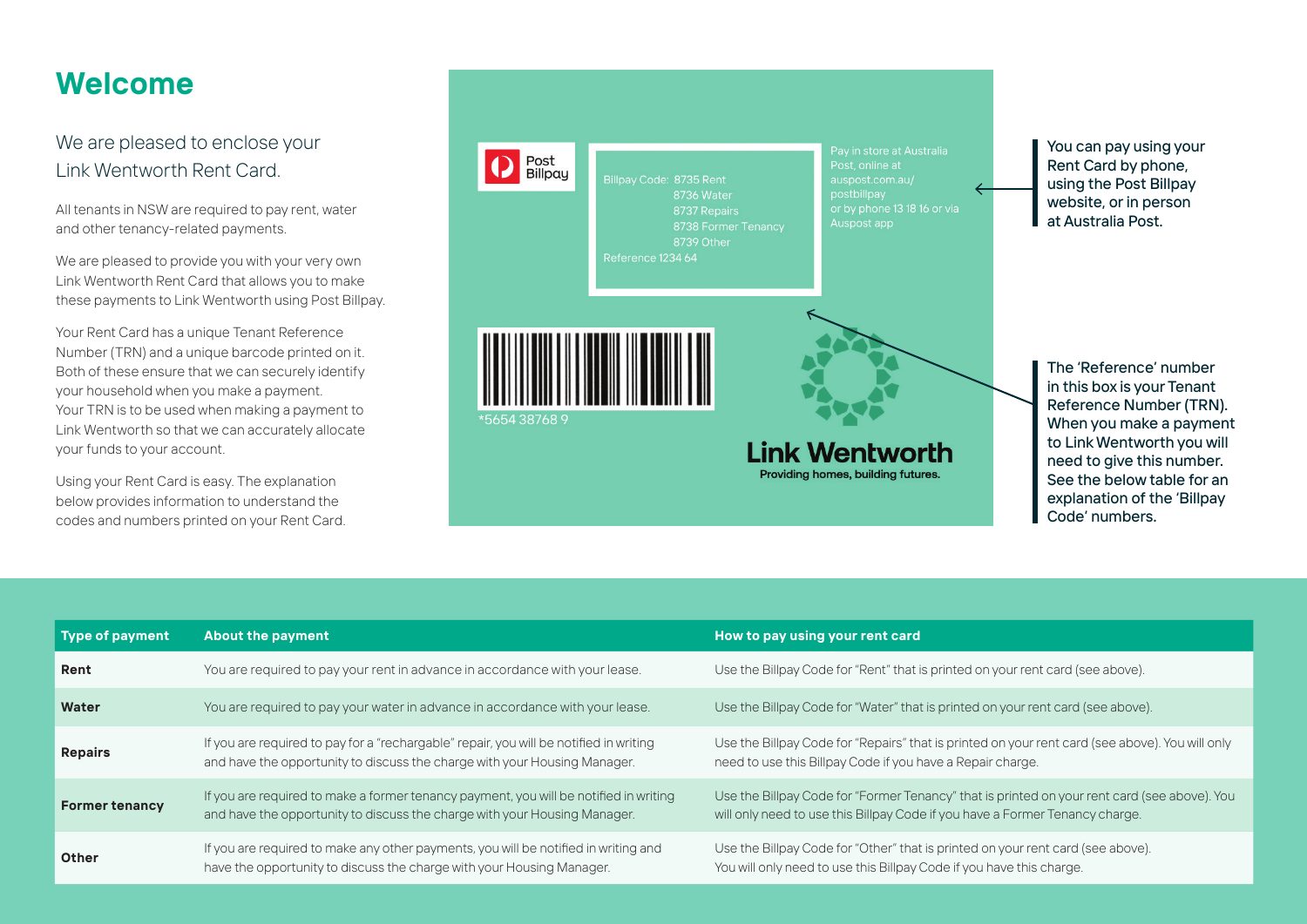# Welcome

We are pleased to enclose your Link Wentworth Rent Card.

All tenants in NSW are required to pay rent, water and other tenancy-related payments.

We are pleased to provide you with your very own Link Wentworth Rent Card that allows you to make these payments to Link Wentworth using Post Billpay.

Your Rent Card has a unique Tenant Reference Number (TRN) and a unique barcode printed on it. Both of these ensure that we can securely identify your household when you make a payment. Your TRN is to be used when making a payment to Link Wentworth so that we can accurately allocate your funds to your account.

Using your Rent Card is easy. The explanation below provides information to understand the codes and numbers printed on your Rent Card.

Post Billpay

Billpay Code: 8735 Rent
8736 Water
8737 Repairs
8738 Former Tenancy
8739 Other
Reference 1234 64

Pay in store at Australia Post, online at auspost.com.au/postbillpay or by phone 13 18 16 or via Auspost app

*5654 38768 9

**Link Wentworth**
Providing homes, building futures.

You can pay using your Rent Card by phone, using the Post Billpay website, or in person at Australia Post.

The 'Reference' number in this box is your Tenant Reference Number (TRN). When you make a payment to Link Wentworth you will need to give this number. See the below table for an explanation of the 'Billpay Code' numbers.

| Type of payment | About the payment | How to pay using your rent card |
|---|---|---|
| **Rent** | You are required to pay your rent in advance in accordance with your lease. | Use the Billpay Code for "Rent" that is printed on your rent card (see above). |
| **Water** | You are required to pay your water in advance in accordance with your lease. | Use the Billpay Code for "Water" that is printed on your rent card (see above). |
| **Repairs** | If you are required to pay for a "rechargable" repair, you will be notified in writing and have the opportunity to discuss the charge with your Housing Manager. | Use the Billpay Code for "Repairs" that is printed on your rent card (see above). You will only need to use this Billpay Code if you have a Repair charge. |
| **Former tenancy** | If you are required to make a former tenancy payment, you will be notified in writing and have the opportunity to discuss the charge with your Housing Manager. | Use the Billpay Code for "Former Tenancy" that is printed on your rent card (see above). You will only need to use this Billpay Code if you have a Former Tenancy charge. |
| **Other** | If you are required to make any other payments, you will be notified in writing and have the opportunity to discuss the charge with your Housing Manager. | Use the Billpay Code for "Other" that is printed on your rent card (see above). You will only need to use this Billpay Code if you have this charge. |